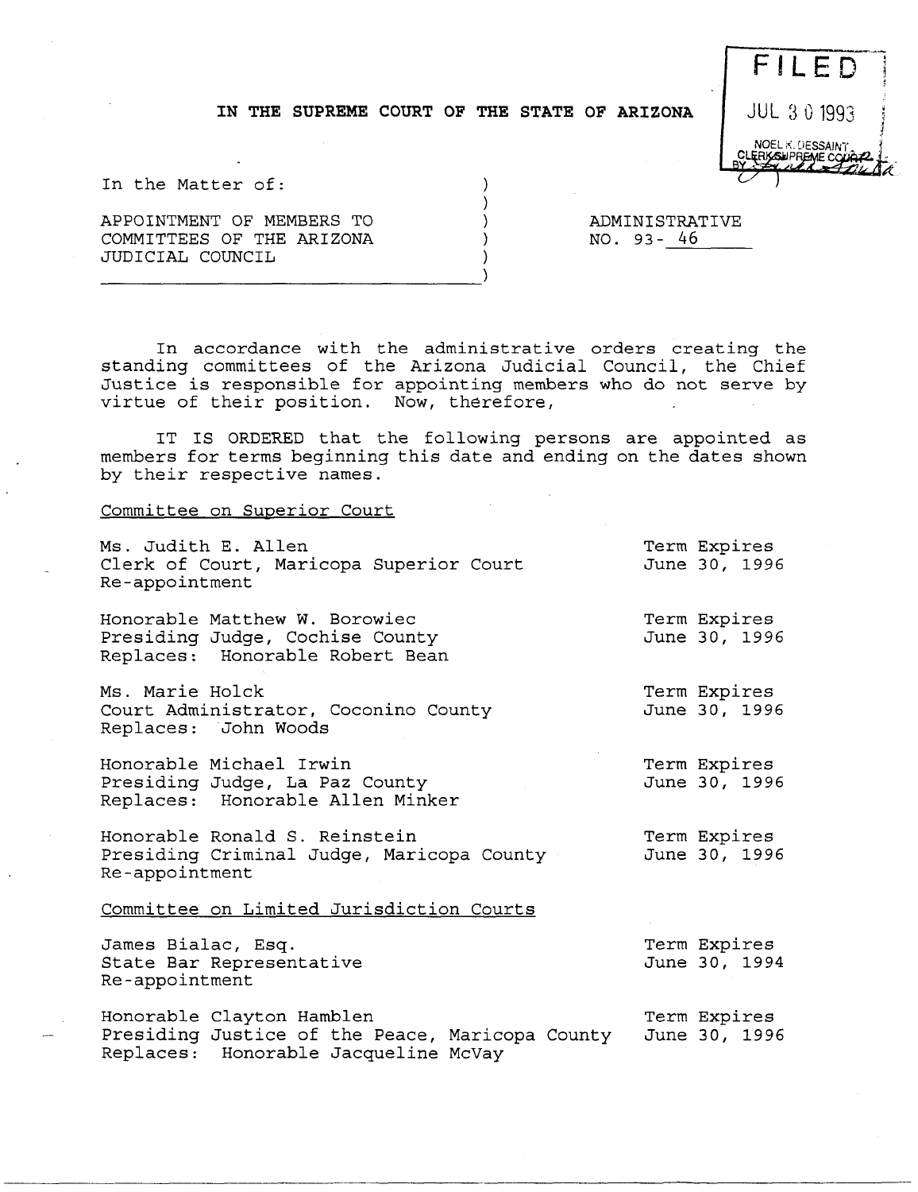**IN THE SUPREME COURT OF THE STATE OF ARIZONA**

FILED
JUL 30 1993
NOEL K. DESSAINT
CLERK SUPREME COURT
BY

In the Matter of:

APPOINTMENT OF MEMBERS TO COMMITTEES OF THE ARIZONA JUDICIAL COUNCIL

ADMINISTRATIVE NO. 93- 46

In accordance with the administrative orders creating the standing committees of the Arizona Judicial Council, the Chief Justice is responsible for appointing members who do not serve by virtue of their position. Now, therefore,

IT IS ORDERED that the following persons are appointed as members for terms beginning this date and ending on the dates shown by their respective names.

Committee on Superior Court

Ms. Judith E. Allen
Clerk of Court, Maricopa Superior Court
Re-appointment
Term Expires June 30, 1996

Honorable Matthew W. Borowiec
Presiding Judge, Cochise County
Replaces: Honorable Robert Bean
Term Expires June 30, 1996

Ms. Marie Holck
Court Administrator, Coconino County
Replaces: John Woods
Term Expires June 30, 1996

Honorable Michael Irwin
Presiding Judge, La Paz County
Replaces: Honorable Allen Minker
Term Expires June 30, 1996

Honorable Ronald S. Reinstein
Presiding Criminal Judge, Maricopa County
Re-appointment
Term Expires June 30, 1996

Committee on Limited Jurisdiction Courts

James Bialac, Esq.
State Bar Representative
Re-appointment
Term Expires June 30, 1994

Honorable Clayton Hamblen
Presiding Justice of the Peace, Maricopa County
Replaces: Honorable Jacqueline McVay
Term Expires June 30, 1996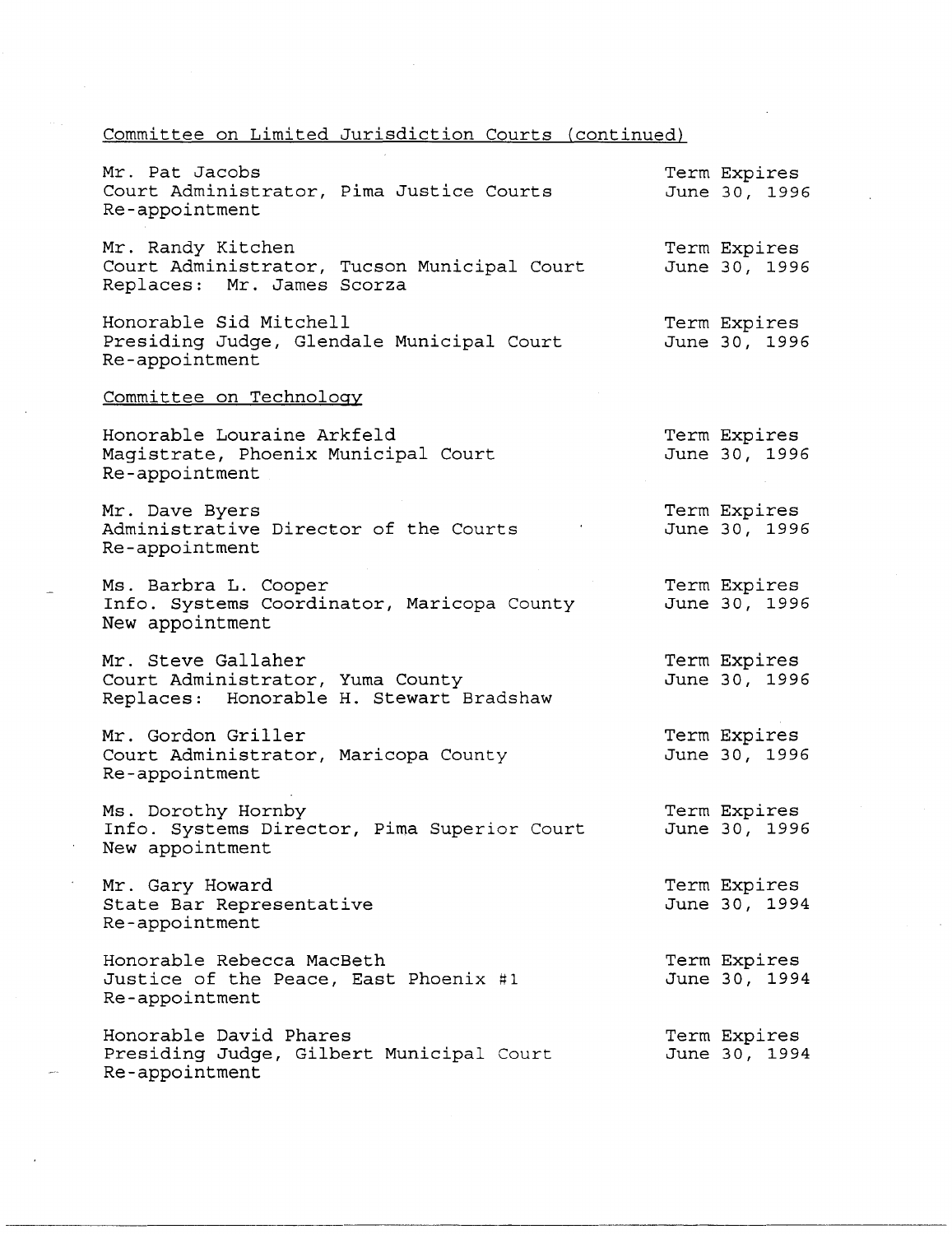Committee on Limited Jurisdiction Courts (continued)

Mr. Pat Jacobs
Court Administrator, Pima Justice Courts
Re-appointment
Term Expires June 30, 1996

Mr. Randy Kitchen
Court Administrator, Tucson Municipal Court
Replaces: Mr. James Scorza
Term Expires June 30, 1996

Honorable Sid Mitchell
Presiding Judge, Glendale Municipal Court
Re-appointment
Term Expires June 30, 1996

Committee on Technology

Honorable Louraine Arkfeld
Magistrate, Phoenix Municipal Court
Re-appointment
Term Expires June 30, 1996

Mr. Dave Byers
Administrative Director of the Courts
Re-appointment
Term Expires June 30, 1996

Ms. Barbra L. Cooper
Info. Systems Coordinator, Maricopa County
New appointment
Term Expires June 30, 1996

Mr. Steve Gallaher
Court Administrator, Yuma County
Replaces: Honorable H. Stewart Bradshaw
Term Expires June 30, 1996

Mr. Gordon Griller
Court Administrator, Maricopa County
Re-appointment
Term Expires June 30, 1996

Ms. Dorothy Hornby
Info. Systems Director, Pima Superior Court
New appointment
Term Expires June 30, 1996

Mr. Gary Howard
State Bar Representative
Re-appointment
Term Expires June 30, 1994

Honorable Rebecca MacBeth
Justice of the Peace, East Phoenix #1
Re-appointment
Term Expires June 30, 1994

Honorable David Phares
Presiding Judge, Gilbert Municipal Court
Re-appointment
Term Expires June 30, 1994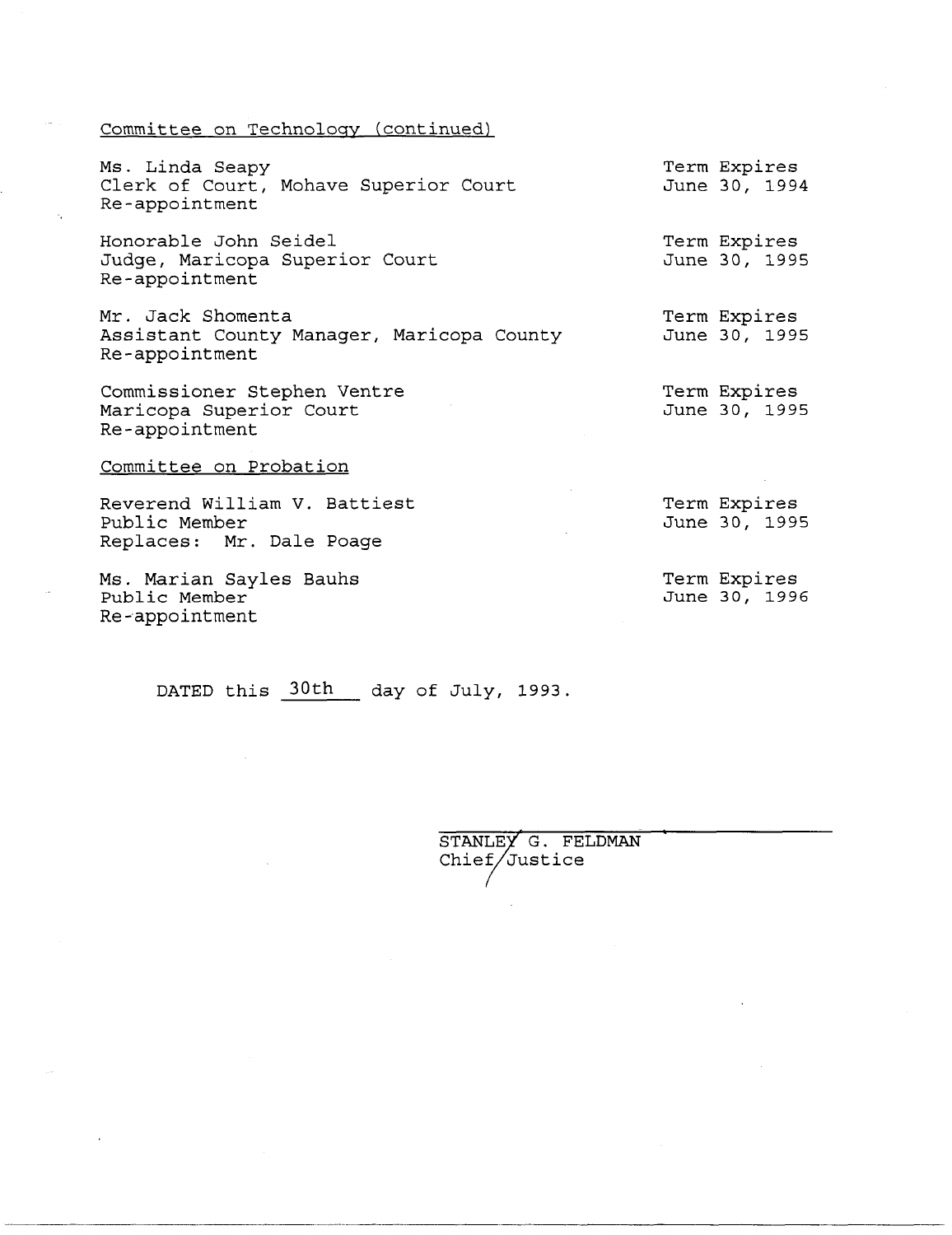Committee on Technology (continued)

| | |
|---|---|
| Ms. Linda Seapy<br>Clerk of Court, Mohave Superior Court<br>Re-appointment | Term Expires<br>June 30, 1994 |
| Honorable John Seidel<br>Judge, Maricopa Superior Court<br>Re-appointment | Term Expires<br>June 30, 1995 |
| Mr. Jack Shomenta<br>Assistant County Manager, Maricopa County<br>Re-appointment | Term Expires<br>June 30, 1995 |
| Commissioner Stephen Ventre<br>Maricopa Superior Court<br>Re-appointment | Term Expires<br>June 30, 1995 |

Committee on Probation

| | |
|---|---|
| Reverend William V. Battiest<br>Public Member<br>Replaces: Mr. Dale Poage | Term Expires<br>June 30, 1995 |
| Ms. Marian Sayles Bauhs<br>Public Member<br>Re-appointment | Term Expires<br>June 30, 1996 |

DATED this 30th day of July, 1993.

STANLEY G. FELDMAN
Chief Justice